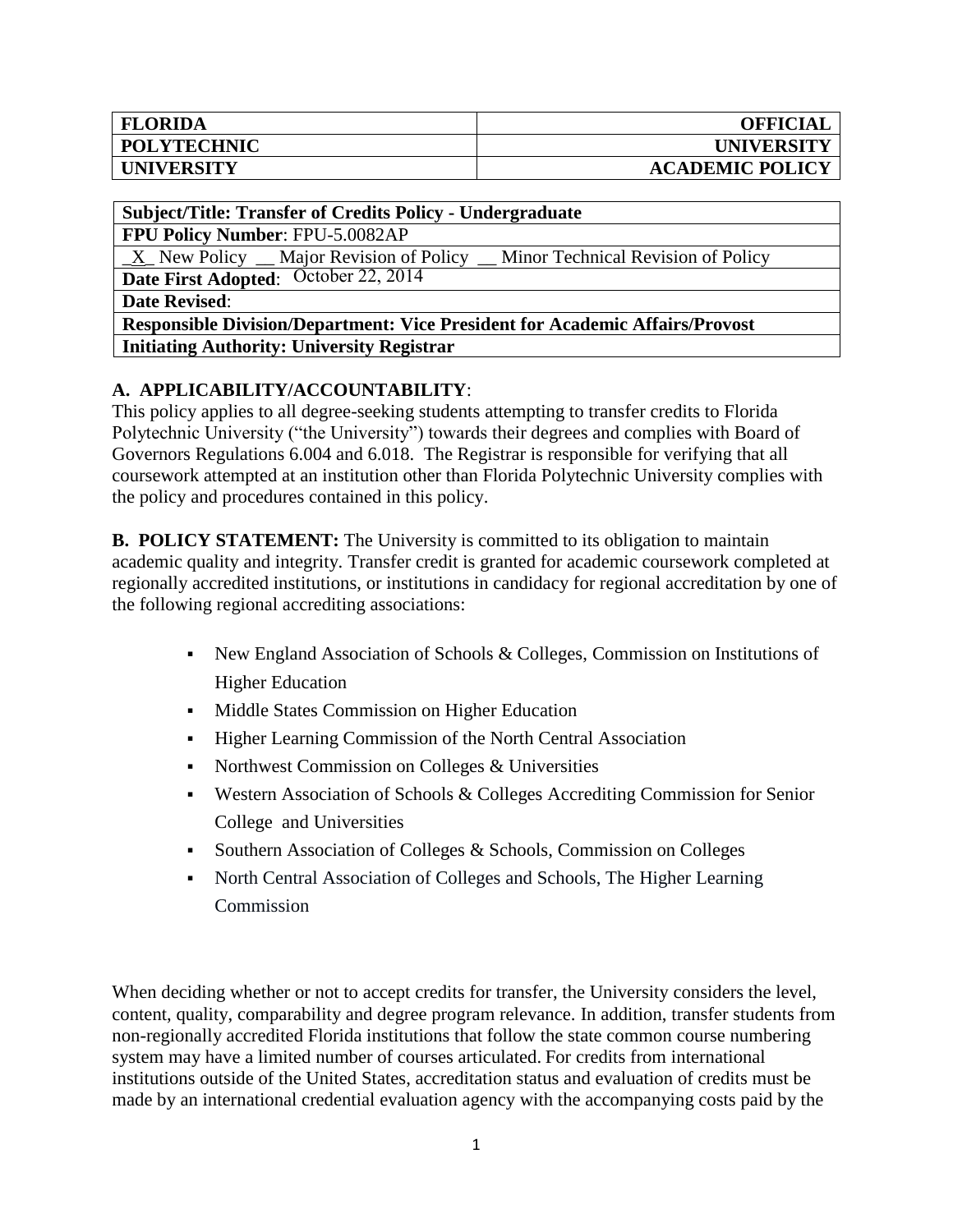| FLORIDA | OFFICIAL |
|---|---|
| POLYTECHNIC | UNIVERSITY |
| UNIVERSITY | ACADEMIC POLICY |

| **Subject/Title: Transfer of Credits Policy - Undergraduate** |
|---|
| **FPU Policy Number**: FPU-5.0082AP |
| _X_ New Policy __ Major Revision of Policy __ Minor Technical Revision of Policy |
| **Date First Adopted**: October 22, 2014 |
| **Date Revised**: |
| **Responsible Division/Department: Vice President for Academic Affairs/Provost** |
| **Initiating Authority: University Registrar** |

## A. APPLICABILITY/ACCOUNTABILITY:

This policy applies to all degree-seeking students attempting to transfer credits to Florida Polytechnic University ("the University") towards their degrees and complies with Board of Governors Regulations 6.004 and 6.018. The Registrar is responsible for verifying that all coursework attempted at an institution other than Florida Polytechnic University complies with the policy and procedures contained in this policy.

**B. POLICY STATEMENT:** The University is committed to its obligation to maintain academic quality and integrity. Transfer credit is granted for academic coursework completed at regionally accredited institutions, or institutions in candidacy for regional accreditation by one of the following regional accrediting associations:

- New England Association of Schools & Colleges, Commission on Institutions of Higher Education
- Middle States Commission on Higher Education
- Higher Learning Commission of the North Central Association
- Northwest Commission on Colleges & Universities
- Western Association of Schools & Colleges Accrediting Commission for Senior College and Universities
- Southern Association of Colleges & Schools, Commission on Colleges
- North Central Association of Colleges and Schools, The Higher Learning Commission

When deciding whether or not to accept credits for transfer, the University considers the level, content, quality, comparability and degree program relevance. In addition, transfer students from non-regionally accredited Florida institutions that follow the state common course numbering system may have a limited number of courses articulated. For credits from international institutions outside of the United States, accreditation status and evaluation of credits must be made by an international credential evaluation agency with the accompanying costs paid by the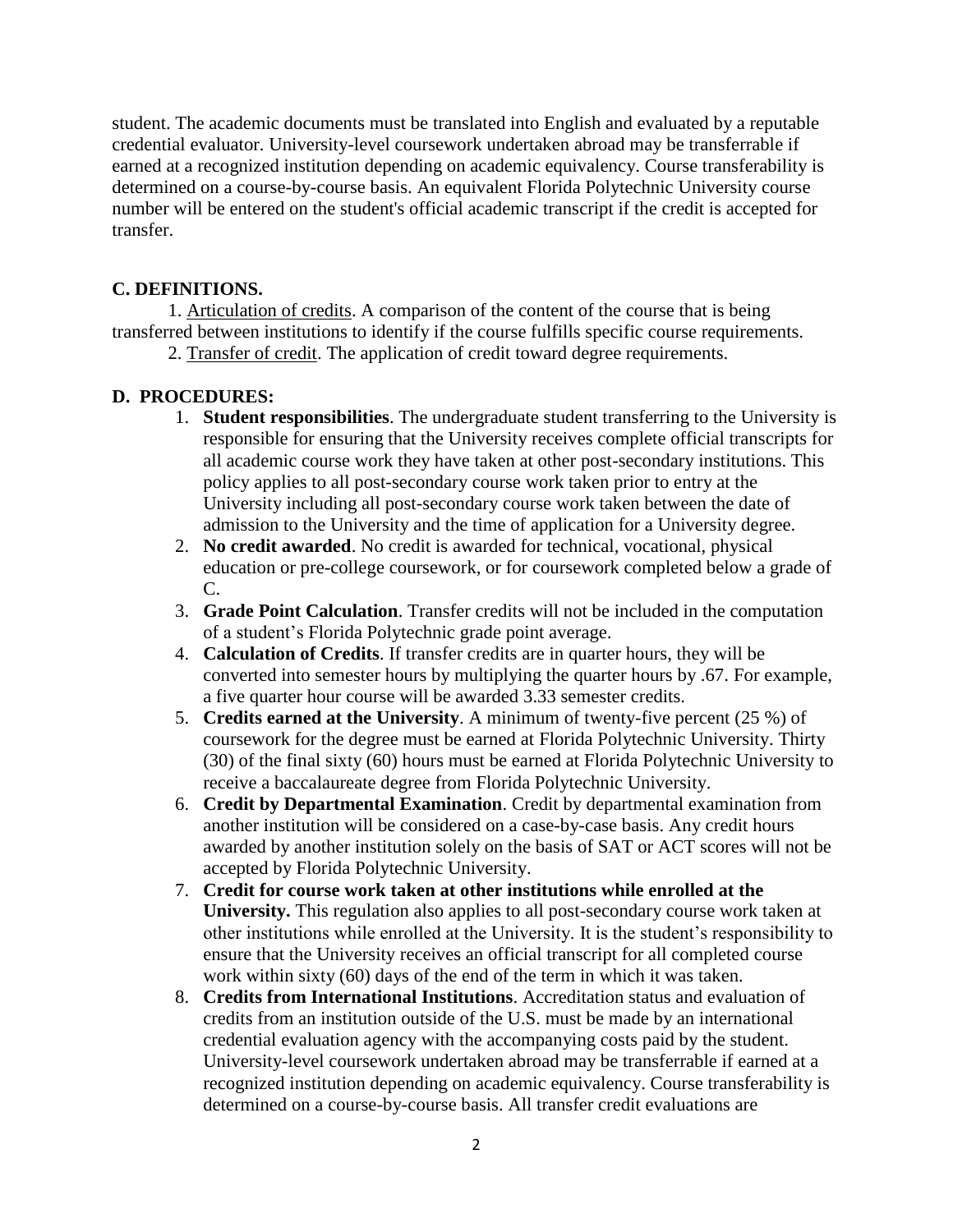student. The academic documents must be translated into English and evaluated by a reputable credential evaluator. University-level coursework undertaken abroad may be transferrable if earned at a recognized institution depending on academic equivalency. Course transferability is determined on a course-by-course basis. An equivalent Florida Polytechnic University course number will be entered on the student's official academic transcript if the credit is accepted for transfer.

## C. DEFINITIONS.

1. Articulation of credits. A comparison of the content of the course that is being transferred between institutions to identify if the course fulfills specific course requirements.
2. Transfer of credit. The application of credit toward degree requirements.

## D. PROCEDURES:

1. **Student responsibilities**. The undergraduate student transferring to the University is responsible for ensuring that the University receives complete official transcripts for all academic course work they have taken at other post-secondary institutions. This policy applies to all post-secondary course work taken prior to entry at the University including all post-secondary course work taken between the date of admission to the University and the time of application for a University degree.
2. **No credit awarded**. No credit is awarded for technical, vocational, physical education or pre-college coursework, or for coursework completed below a grade of C.
3. **Grade Point Calculation**. Transfer credits will not be included in the computation of a student's Florida Polytechnic grade point average.
4. **Calculation of Credits**. If transfer credits are in quarter hours, they will be converted into semester hours by multiplying the quarter hours by .67. For example, a five quarter hour course will be awarded 3.33 semester credits.
5. **Credits earned at the University**. A minimum of twenty-five percent (25 %) of coursework for the degree must be earned at Florida Polytechnic University. Thirty (30) of the final sixty (60) hours must be earned at Florida Polytechnic University to receive a baccalaureate degree from Florida Polytechnic University.
6. **Credit by Departmental Examination**. Credit by departmental examination from another institution will be considered on a case-by-case basis. Any credit hours awarded by another institution solely on the basis of SAT or ACT scores will not be accepted by Florida Polytechnic University.
7. **Credit for course work taken at other institutions while enrolled at the University.** This regulation also applies to all post-secondary course work taken at other institutions while enrolled at the University. It is the student's responsibility to ensure that the University receives an official transcript for all completed course work within sixty (60) days of the end of the term in which it was taken.
8. **Credits from International Institutions**. Accreditation status and evaluation of credits from an institution outside of the U.S. must be made by an international credential evaluation agency with the accompanying costs paid by the student. University-level coursework undertaken abroad may be transferrable if earned at a recognized institution depending on academic equivalency. Course transferability is determined on a course-by-course basis. All transfer credit evaluations are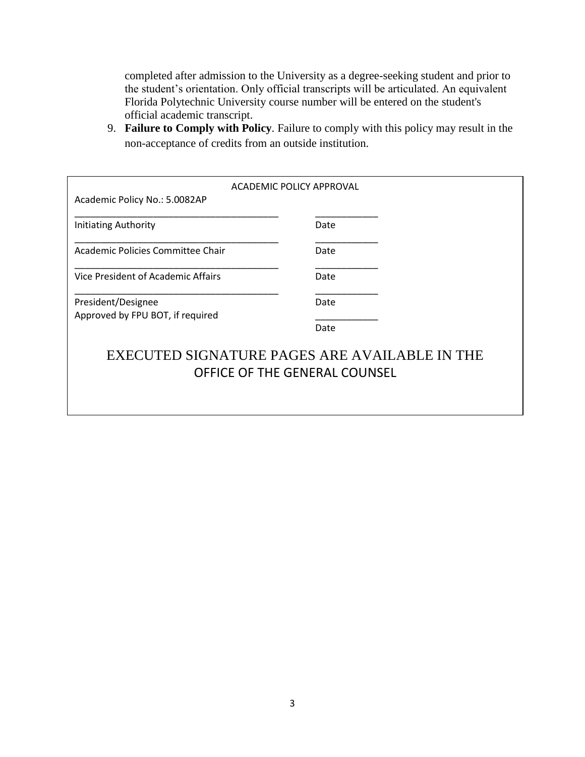completed after admission to the University as a degree-seeking student and prior to the student's orientation. Only official transcripts will be articulated. An equivalent Florida Polytechnic University course number will be entered on the student's official academic transcript.

9. **Failure to Comply with Policy**. Failure to comply with this policy may result in the non-acceptance of credits from an outside institution.

ACADEMIC POLICY APPROVAL

Academic Policy No.: 5.0082AP

| | |
|---|---|
| ________________________________________ | ____________ |
| Initiating Authority | Date |
| ________________________________________ | ____________ |
| Academic Policies Committee Chair | Date |
| ________________________________________ | ____________ |
| Vice President of Academic Affairs | Date |
| ________________________________________ | ____________ |
| President/Designee | Date |
| Approved by FPU BOT, if required | ____________ |
| | Date |

EXECUTED SIGNATURE PAGES ARE AVAILABLE IN THE OFFICE OF THE GENERAL COUNSEL